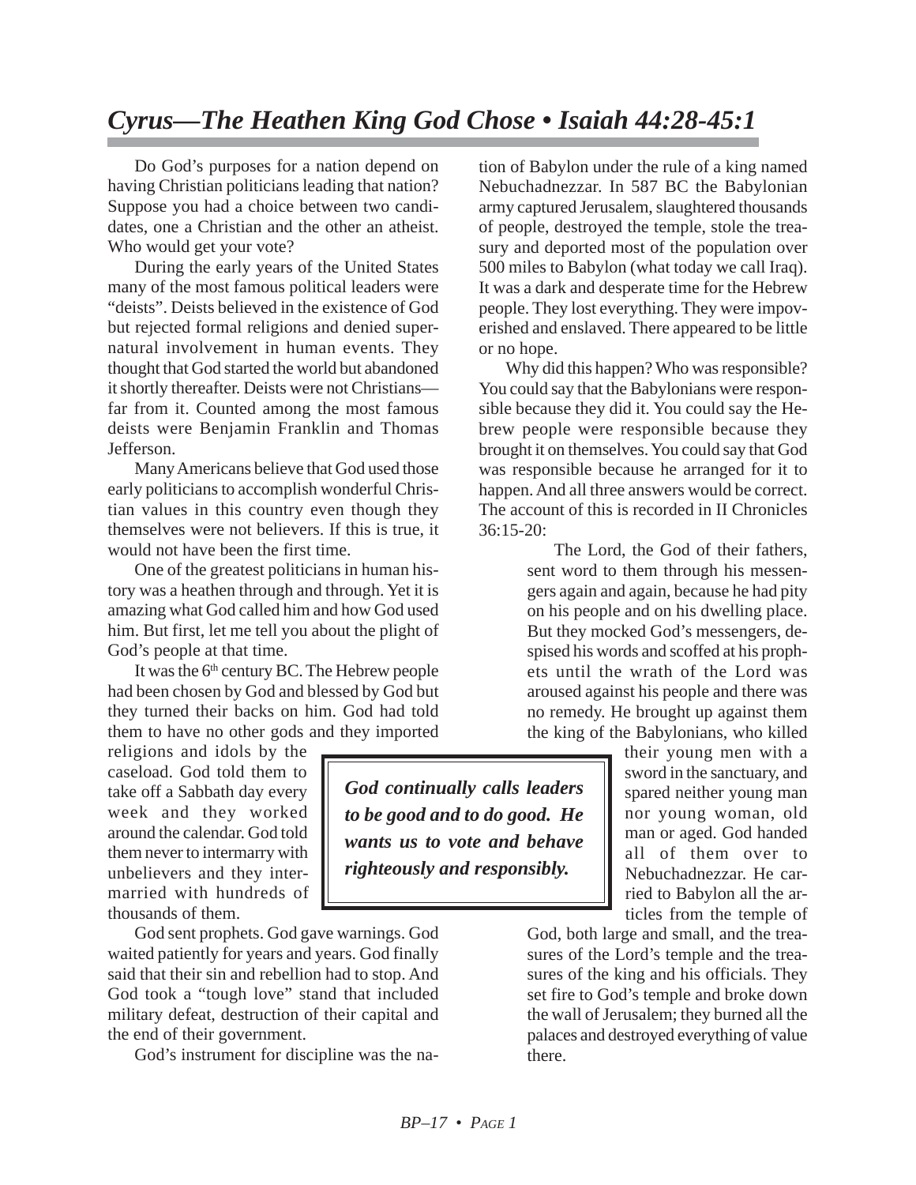# *Cyrus—The Heathen King God Chose • Isaiah 44:28-45:1*

Do God's purposes for a nation depend on having Christian politicians leading that nation? Suppose you had a choice between two candidates, one a Christian and the other an atheist. Who would get your vote?

During the early years of the United States many of the most famous political leaders were "deists". Deists believed in the existence of God but rejected formal religions and denied supernatural involvement in human events. They thought that God started the world but abandoned it shortly thereafter. Deists were not Christians—far from it. Counted among the most famous deists were Benjamin Franklin and Thomas Jefferson.

Many Americans believe that God used those early politicians to accomplish wonderful Christian values in this country even though they themselves were not believers. If this is true, it would not have been the first time.

One of the greatest politicians in human history was a heathen through and through. Yet it is amazing what God called him and how God used him. But first, let me tell you about the plight of God's people at that time.

It was the 6th century BC. The Hebrew people had been chosen by God and blessed by God but they turned their backs on him. God had told them to have no other gods and they imported religions and idols by the caseload. God told them to take off a Sabbath day every week and they worked around the calendar. God told them never to intermarry with unbelievers and they intermarried with hundreds of thousands of them.

God sent prophets. God gave warnings. God waited patiently for years and years. God finally said that their sin and rebellion had to stop. And God took a "tough love" stand that included military defeat, destruction of their capital and the end of their government.

God's instrument for discipline was the nation of Babylon under the rule of a king named Nebuchadnezzar. In 587 BC the Babylonian army captured Jerusalem, slaughtered thousands of people, destroyed the temple, stole the treasury and deported most of the population over 500 miles to Babylon (what today we call Iraq). It was a dark and desperate time for the Hebrew people. They lost everything. They were impoverished and enslaved. There appeared to be little or no hope.

Why did this happen? Who was responsible? You could say that the Babylonians were responsible because they did it. You could say the Hebrew people were responsible because they brought it on themselves. You could say that God was responsible because he arranged for it to happen. And all three answers would be correct. The account of this is recorded in II Chronicles 36:15-20:

> The Lord, the God of their fathers, sent word to them through his messengers again and again, because he had pity on his people and on his dwelling place. But they mocked God's messengers, despised his words and scoffed at his prophets until the wrath of the Lord was aroused against his people and there was no remedy. He brought up against them the king of the Babylonians, who killed their young men with a sword in the sanctuary, and spared neither young man nor young woman, old man or aged. God handed all of them over to Nebuchadnezzar. He carried to Babylon all the articles from the temple of God, both large and small, and the treasures of the Lord's temple and the treasures of the king and his officials. They set fire to God's temple and broke down the wall of Jerusalem; they burned all the palaces and destroyed everything of value there.

***God continually calls leaders to be good and to do good. He wants us to vote and behave righteously and responsibly.***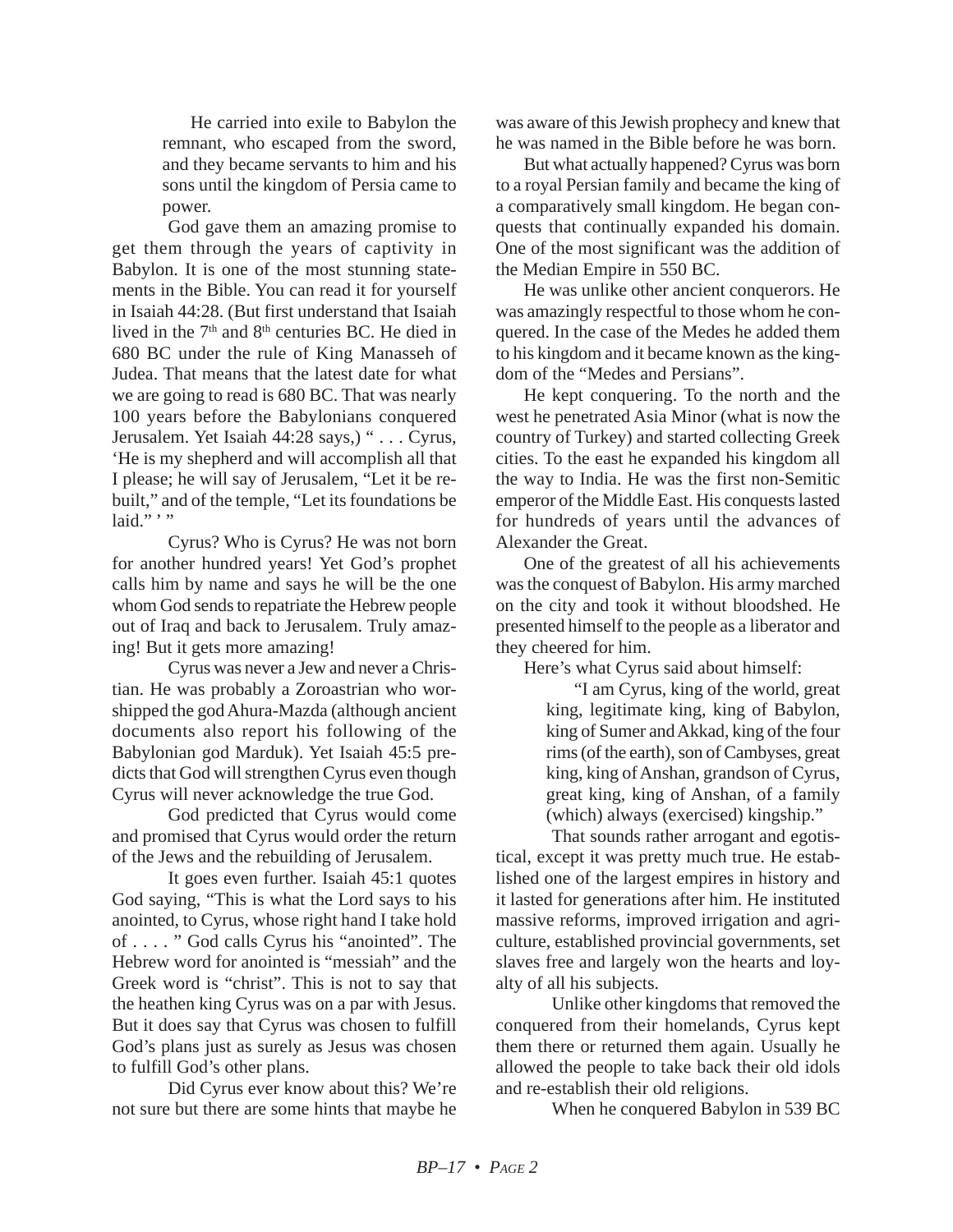> He carried into exile to Babylon the remnant, who escaped from the sword, and they became servants to him and his sons until the kingdom of Persia came to power.

God gave them an amazing promise to get them through the years of captivity in Babylon. It is one of the most stunning statements in the Bible. You can read it for yourself in Isaiah 44:28. (But first understand that Isaiah lived in the 7th and 8th centuries BC. He died in 680 BC under the rule of King Manasseh of Judea. That means that the latest date for what we are going to read is 680 BC. That was nearly 100 years before the Babylonians conquered Jerusalem. Yet Isaiah 44:28 says,) " . . . Cyrus, 'He is my shepherd and will accomplish all that I please; he will say of Jerusalem, "Let it be rebuilt," and of the temple, "Let its foundations be laid." ' "

Cyrus? Who is Cyrus? He was not born for another hundred years! Yet God's prophet calls him by name and says he will be the one whom God sends to repatriate the Hebrew people out of Iraq and back to Jerusalem. Truly amazing! But it gets more amazing!

Cyrus was never a Jew and never a Christian. He was probably a Zoroastrian who worshipped the god Ahura-Mazda (although ancient documents also report his following of the Babylonian god Marduk). Yet Isaiah 45:5 predicts that God will strengthen Cyrus even though Cyrus will never acknowledge the true God.

God predicted that Cyrus would come and promised that Cyrus would order the return of the Jews and the rebuilding of Jerusalem.

It goes even further. Isaiah 45:1 quotes God saying, "This is what the Lord says to his anointed, to Cyrus, whose right hand I take hold of . . . . " God calls Cyrus his "anointed". The Hebrew word for anointed is "messiah" and the Greek word is "christ". This is not to say that the heathen king Cyrus was on a par with Jesus. But it does say that Cyrus was chosen to fulfill God's plans just as surely as Jesus was chosen to fulfill God's other plans.

Did Cyrus ever know about this? We're not sure but there are some hints that maybe he was aware of this Jewish prophecy and knew that he was named in the Bible before he was born.

But what actually happened? Cyrus was born to a royal Persian family and became the king of a comparatively small kingdom. He began conquests that continually expanded his domain. One of the most significant was the addition of the Median Empire in 550 BC.

He was unlike other ancient conquerors. He was amazingly respectful to those whom he conquered. In the case of the Medes he added them to his kingdom and it became known as the kingdom of the "Medes and Persians".

He kept conquering. To the north and the west he penetrated Asia Minor (what is now the country of Turkey) and started collecting Greek cities. To the east he expanded his kingdom all the way to India. He was the first non-Semitic emperor of the Middle East. His conquests lasted for hundreds of years until the advances of Alexander the Great.

One of the greatest of all his achievements was the conquest of Babylon. His army marched on the city and took it without bloodshed. He presented himself to the people as a liberator and they cheered for him.

Here's what Cyrus said about himself:

> "I am Cyrus, king of the world, great king, legitimate king, king of Babylon, king of Sumer and Akkad, king of the four rims (of the earth), son of Cambyses, great king, king of Anshan, grandson of Cyrus, great king, king of Anshan, of a family (which) always (exercised) kingship."

That sounds rather arrogant and egotistical, except it was pretty much true. He established one of the largest empires in history and it lasted for generations after him. He instituted massive reforms, improved irrigation and agriculture, established provincial governments, set slaves free and largely won the hearts and loyalty of all his subjects.

Unlike other kingdoms that removed the conquered from their homelands, Cyrus kept them there or returned them again. Usually he allowed the people to take back their old idols and re-establish their old religions.

When he conquered Babylon in 539 BC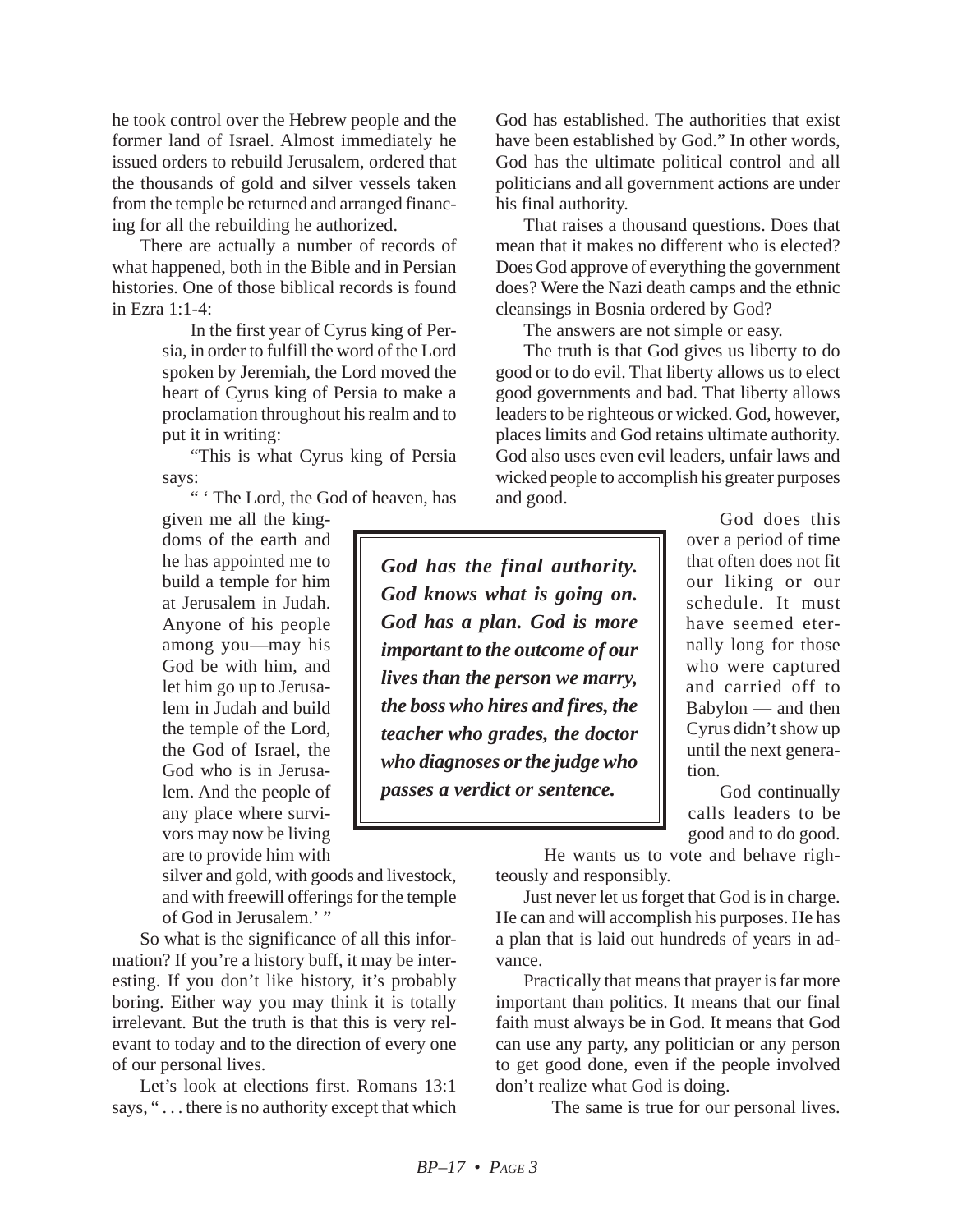he took control over the Hebrew people and the former land of Israel. Almost immediately he issued orders to rebuild Jerusalem, ordered that the thousands of gold and silver vessels taken from the temple be returned and arranged financing for all the rebuilding he authorized.

There are actually a number of records of what happened, both in the Bible and in Persian histories. One of those biblical records is found in Ezra 1:1-4:

> In the first year of Cyrus king of Persia, in order to fulfill the word of the Lord spoken by Jeremiah, the Lord moved the heart of Cyrus king of Persia to make a proclamation throughout his realm and to put it in writing:
>
> "This is what Cyrus king of Persia says:
>
> " ' The Lord, the God of heaven, has given me all the kingdoms of the earth and he has appointed me to build a temple for him at Jerusalem in Judah. Anyone of his people among you—may his God be with him, and let him go up to Jerusalem in Judah and build the temple of the Lord, the God of Israel, the God who is in Jerusalem. And the people of any place where survivors may now be living are to provide him with silver and gold, with goods and livestock, and with freewill offerings for the temple of God in Jerusalem.' "

So what is the significance of all this information? If you're a history buff, it may be interesting. If you don't like history, it's probably boring. Either way you may think it is totally irrelevant. But the truth is that this is very relevant to today and to the direction of every one of our personal lives.

Let's look at elections first. Romans 13:1 says, " . . . there is no authority except that which God has established. The authorities that exist have been established by God." In other words, God has the ultimate political control and all politicians and all government actions are under his final authority.

That raises a thousand questions. Does that mean that it makes no different who is elected? Does God approve of everything the government does? Were the Nazi death camps and the ethnic cleansings in Bosnia ordered by God?

The answers are not simple or easy.

The truth is that God gives us liberty to do good or to do evil. That liberty allows us to elect good governments and bad. That liberty allows leaders to be righteous or wicked. God, however, places limits and God retains ultimate authority. God also uses even evil leaders, unfair laws and wicked people to accomplish his greater purposes and good.

> ***God has the final authority. God knows what is going on. God has a plan. God is more important to the outcome of our lives than the person we marry, the boss who hires and fires, the teacher who grades, the doctor who diagnoses or the judge who passes a verdict or sentence.***

God does this over a period of time that often does not fit our liking or our schedule. It must have seemed eternally long for those who were captured and carried off to Babylon — and then Cyrus didn't show up until the next generation.

God continually calls leaders to be good and to do good. He wants us to vote and behave righteously and responsibly.

Just never let us forget that God is in charge. He can and will accomplish his purposes. He has a plan that is laid out hundreds of years in advance.

Practically that means that prayer is far more important than politics. It means that our final faith must always be in God. It means that God can use any party, any politician or any person to get good done, even if the people involved don't realize what God is doing.

The same is true for our personal lives.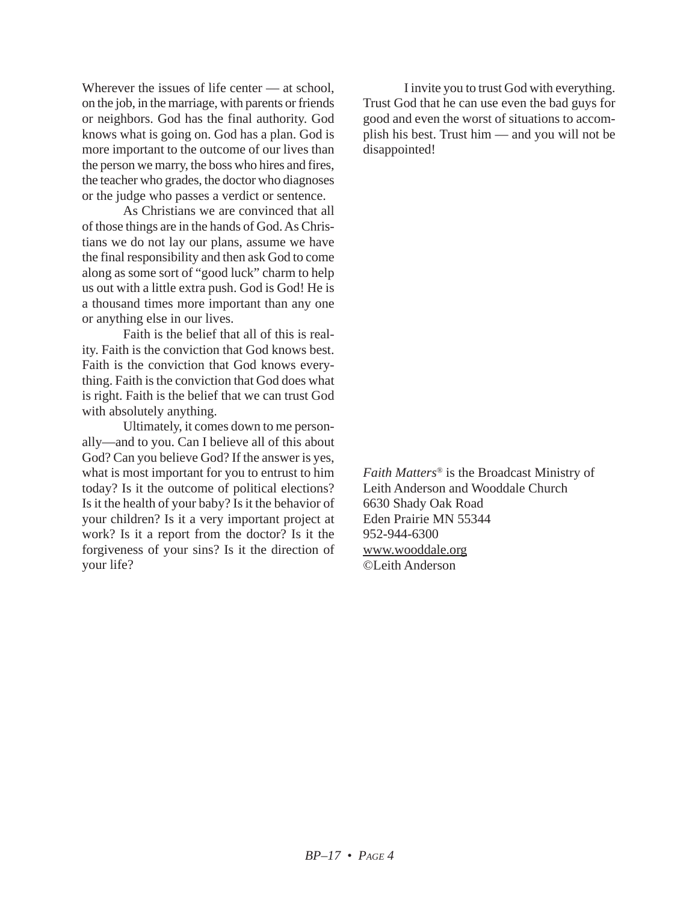Wherever the issues of life center — at school, on the job, in the marriage, with parents or friends or neighbors. God has the final authority. God knows what is going on. God has a plan. God is more important to the outcome of our lives than the person we marry, the boss who hires and fires, the teacher who grades, the doctor who diagnoses or the judge who passes a verdict or sentence.

As Christians we are convinced that all of those things are in the hands of God. As Christians we do not lay our plans, assume we have the final responsibility and then ask God to come along as some sort of "good luck" charm to help us out with a little extra push. God is God! He is a thousand times more important than any one or anything else in our lives.

Faith is the belief that all of this is reality. Faith is the conviction that God knows best. Faith is the conviction that God knows everything. Faith is the conviction that God does what is right. Faith is the belief that we can trust God with absolutely anything.

Ultimately, it comes down to me personally—and to you. Can I believe all of this about God? Can you believe God? If the answer is yes, what is most important for you to entrust to him today? Is it the outcome of political elections? Is it the health of your baby? Is it the behavior of your children? Is it a very important project at work? Is it a report from the doctor? Is it the forgiveness of your sins? Is it the direction of your life?

I invite you to trust God with everything. Trust God that he can use even the bad guys for good and even the worst of situations to accomplish his best. Trust him — and you will not be disappointed!

*Faith Matters*® is the Broadcast Ministry of
Leith Anderson and Wooddale Church
6630 Shady Oak Road
Eden Prairie MN 55344
952-944-6300
www.wooddale.org
©Leith Anderson